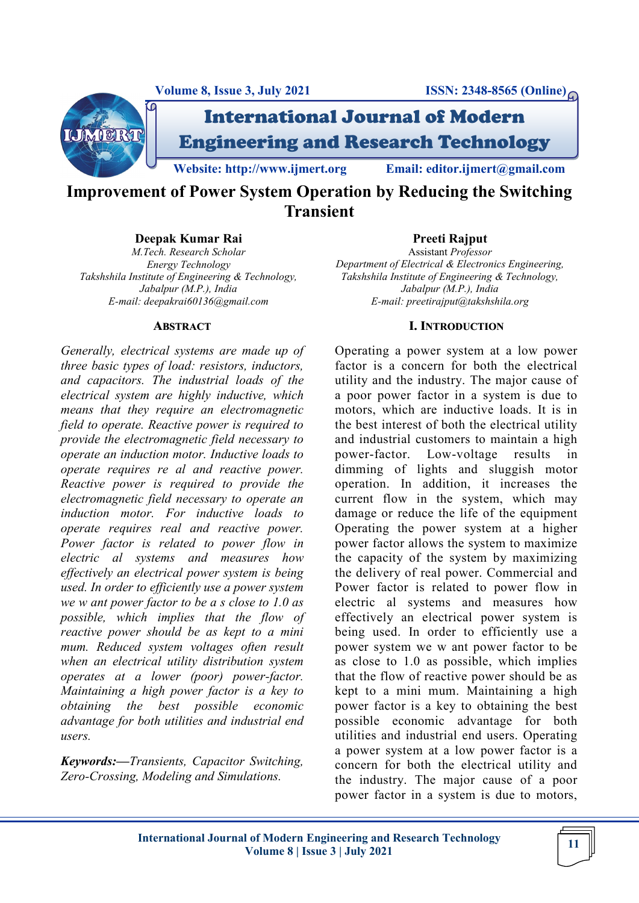# Improvement of Power System Operation by Reducing the Switching Transient

**Deepak Kumar Rai**
*M.Tech. Research Scholar*
*Energy Technology*
*Takshshila Institute of Engineering & Technology,*
*Jabalpur (M.P.), India*
*E-mail: deepakrai60136@gmail.com*

**Preeti Rajput**
Assistant *Professor*
*Department of Electrical & Electronics Engineering,*
*Takshshila Institute of Engineering & Technology,*
*Jabalpur (M.P.), India*
*E-mail: preetirajput@takshshila.org*

## ABSTRACT

*Generally, electrical systems are made up of three basic types of load: resistors, inductors, and capacitors. The industrial loads of the electrical system are highly inductive, which means that they require an electromagnetic field to operate. Reactive power is required to provide the electromagnetic field necessary to operate an induction motor. Inductive loads to operate requires re al and reactive power. Reactive power is required to provide the electromagnetic field necessary to operate an induction motor. For inductive loads to operate requires real and reactive power. Power factor is related to power flow in electric al systems and measures how effectively an electrical power system is being used. In order to efficiently use a power system we w ant power factor to be a s close to 1.0 as possible, which implies that the flow of reactive power should be as kept to a mini mum. Reduced system voltages often result when an electrical utility distribution system operates at a lower (poor) power-factor. Maintaining a high power factor is a key to obtaining the best possible economic advantage for both utilities and industrial end users.*

***Keywords:—****Transients, Capacitor Switching, Zero-Crossing, Modeling and Simulations.*

## I. INTRODUCTION

Operating a power system at a low power factor is a concern for both the electrical utility and the industry. The major cause of a poor power factor in a system is due to motors, which are inductive loads. It is in the best interest of both the electrical utility and industrial customers to maintain a high power-factor. Low-voltage results in dimming of lights and sluggish motor operation. In addition, it increases the current flow in the system, which may damage or reduce the life of the equipment Operating the power system at a higher power factor allows the system to maximize the capacity of the system by maximizing the delivery of real power. Commercial and Power factor is related to power flow in electric al systems and measures how effectively an electrical power system is being used. In order to efficiently use a power system we w ant power factor to be as close to 1.0 as possible, which implies that the flow of reactive power should be as kept to a mini mum. Maintaining a high power factor is a key to obtaining the best possible economic advantage for both utilities and industrial end users. Operating a power system at a low power factor is a concern for both the electrical utility and the industry. The major cause of a poor power factor in a system is due to motors,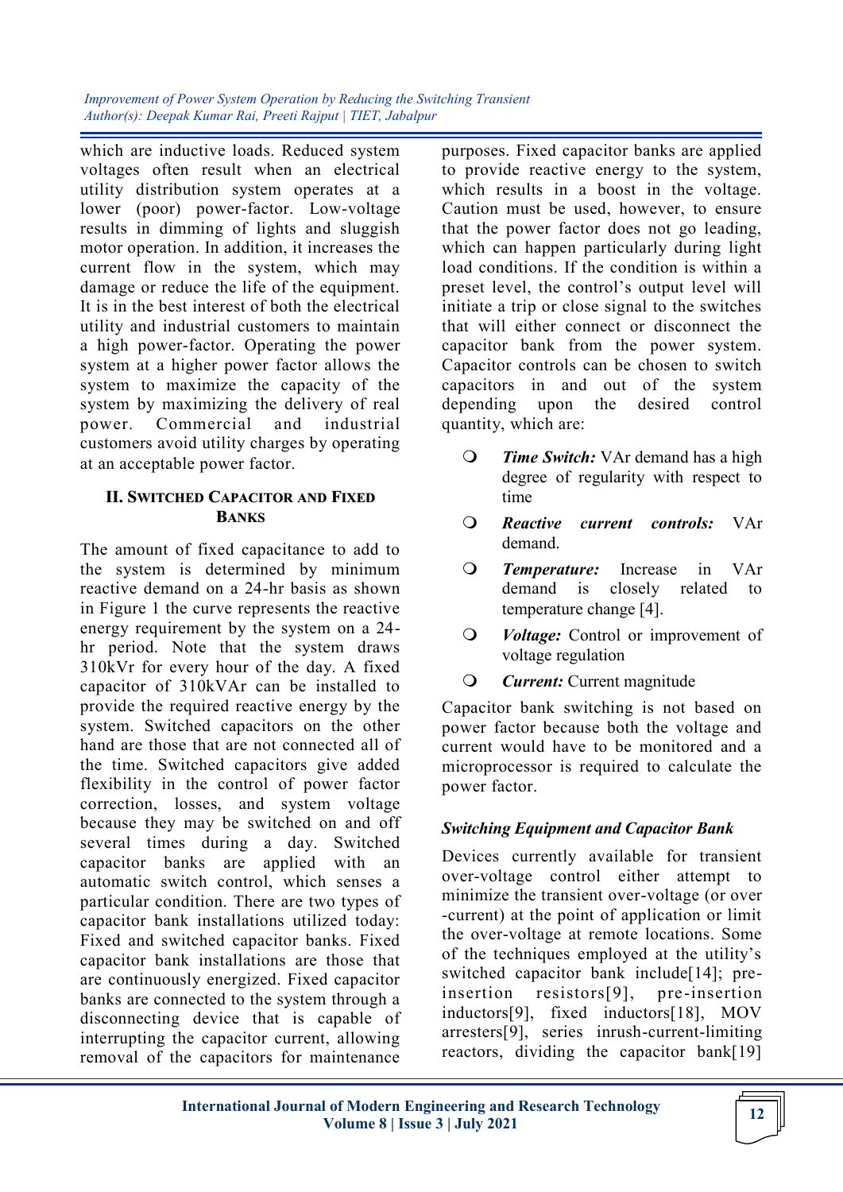which are inductive loads. Reduced system voltages often result when an electrical utility distribution system operates at a lower (poor) power-factor. Low-voltage results in dimming of lights and sluggish motor operation. In addition, it increases the current flow in the system, which may damage or reduce the life of the equipment. It is in the best interest of both the electrical utility and industrial customers to maintain a high power-factor. Operating the power system at a higher power factor allows the system to maximize the capacity of the system by maximizing the delivery of real power. Commercial and industrial customers avoid utility charges by operating at an acceptable power factor.

## II. Switched Capacitor and Fixed Banks

The amount of fixed capacitance to add to the system is determined by minimum reactive demand on a 24-hr basis as shown in Figure 1 the curve represents the reactive energy requirement by the system on a 24-hr period. Note that the system draws 310kVr for every hour of the day. A fixed capacitor of 310kVAr can be installed to provide the required reactive energy by the system. Switched capacitors on the other hand are those that are not connected all of the time. Switched capacitors give added flexibility in the control of power factor correction, losses, and system voltage because they may be switched on and off several times during a day. Switched capacitor banks are applied with an automatic switch control, which senses a particular condition. There are two types of capacitor bank installations utilized today: Fixed and switched capacitor banks. Fixed capacitor bank installations are those that are continuously energized. Fixed capacitor banks are connected to the system through a disconnecting device that is capable of interrupting the capacitor current, allowing removal of the capacitors for maintenance purposes. Fixed capacitor banks are applied to provide reactive energy to the system, which results in a boost in the voltage. Caution must be used, however, to ensure that the power factor does not go leading, which can happen particularly during light load conditions. If the condition is within a preset level, the control's output level will initiate a trip or close signal to the switches that will either connect or disconnect the capacitor bank from the power system. Capacitor controls can be chosen to switch capacitors in and out of the system depending upon the desired control quantity, which are:

- ***Time Switch:*** VAr demand has a high degree of regularity with respect to time
- ***Reactive current controls:*** VAr demand.
- ***Temperature:*** Increase in VAr demand is closely related to temperature change [4].
- ***Voltage:*** Control or improvement of voltage regulation
- ***Current:*** Current magnitude

Capacitor bank switching is not based on power factor because both the voltage and current would have to be monitored and a microprocessor is required to calculate the power factor.

### *Switching Equipment and Capacitor Bank*

Devices currently available for transient over-voltage control either attempt to minimize the transient over-voltage (or over -current) at the point of application or limit the over-voltage at remote locations. Some of the techniques employed at the utility's switched capacitor bank include[14]; pre-insertion resistors[9], pre-insertion inductors[9], fixed inductors[18], MOV arresters[9], series inrush-current-limiting reactors, dividing the capacitor bank[19]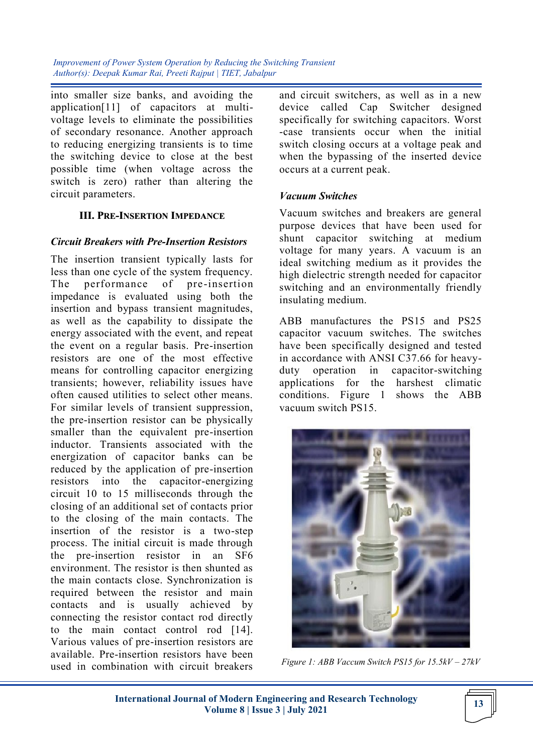into smaller size banks, and avoiding the application[11] of capacitors at multi-voltage levels to eliminate the possibilities of secondary resonance. Another approach to reducing energizing transients is to time the switching device to close at the best possible time (when voltage across the switch is zero) rather than altering the circuit parameters.

## III. Pre-Insertion Impedance

### *Circuit Breakers with Pre-Insertion Resistors*

The insertion transient typically lasts for less than one cycle of the system frequency. The performance of pre-insertion impedance is evaluated using both the insertion and bypass transient magnitudes, as well as the capability to dissipate the energy associated with the event, and repeat the event on a regular basis. Pre-insertion resistors are one of the most effective means for controlling capacitor energizing transients; however, reliability issues have often caused utilities to select other means. For similar levels of transient suppression, the pre-insertion resistor can be physically smaller than the equivalent pre-insertion inductor. Transients associated with the energization of capacitor banks can be reduced by the application of pre-insertion resistors into the capacitor-energizing circuit 10 to 15 milliseconds through the closing of an additional set of contacts prior to the closing of the main contacts. The insertion of the resistor is a two-step process. The initial circuit is made through the pre-insertion resistor in an SF6 environment. The resistor is then shunted as the main contacts close. Synchronization is required between the resistor and main contacts and is usually achieved by connecting the resistor contact rod directly to the main contact control rod [14]. Various values of pre-insertion resistors are available. Pre-insertion resistors have been used in combination with circuit breakers and circuit switchers, as well as in a new device called Cap Switcher designed specifically for switching capacitors. Worst -case transients occur when the initial switch closing occurs at a voltage peak and when the bypassing of the inserted device occurs at a current peak.

### *Vacuum Switches*

Vacuum switches and breakers are general purpose devices that have been used for shunt capacitor switching at medium voltage for many years. A vacuum is an ideal switching medium as it provides the high dielectric strength needed for capacitor switching and an environmentally friendly insulating medium.

ABB manufactures the PS15 and PS25 capacitor vacuum switches. The switches have been specifically designed and tested in accordance with ANSI C37.66 for heavy-duty operation in capacitor-switching applications for the harshest climatic conditions. Figure 1 shows the ABB vacuum switch PS15.

*Figure 1: ABB Vaccum Switch PS15 for 15.5kV – 27kV*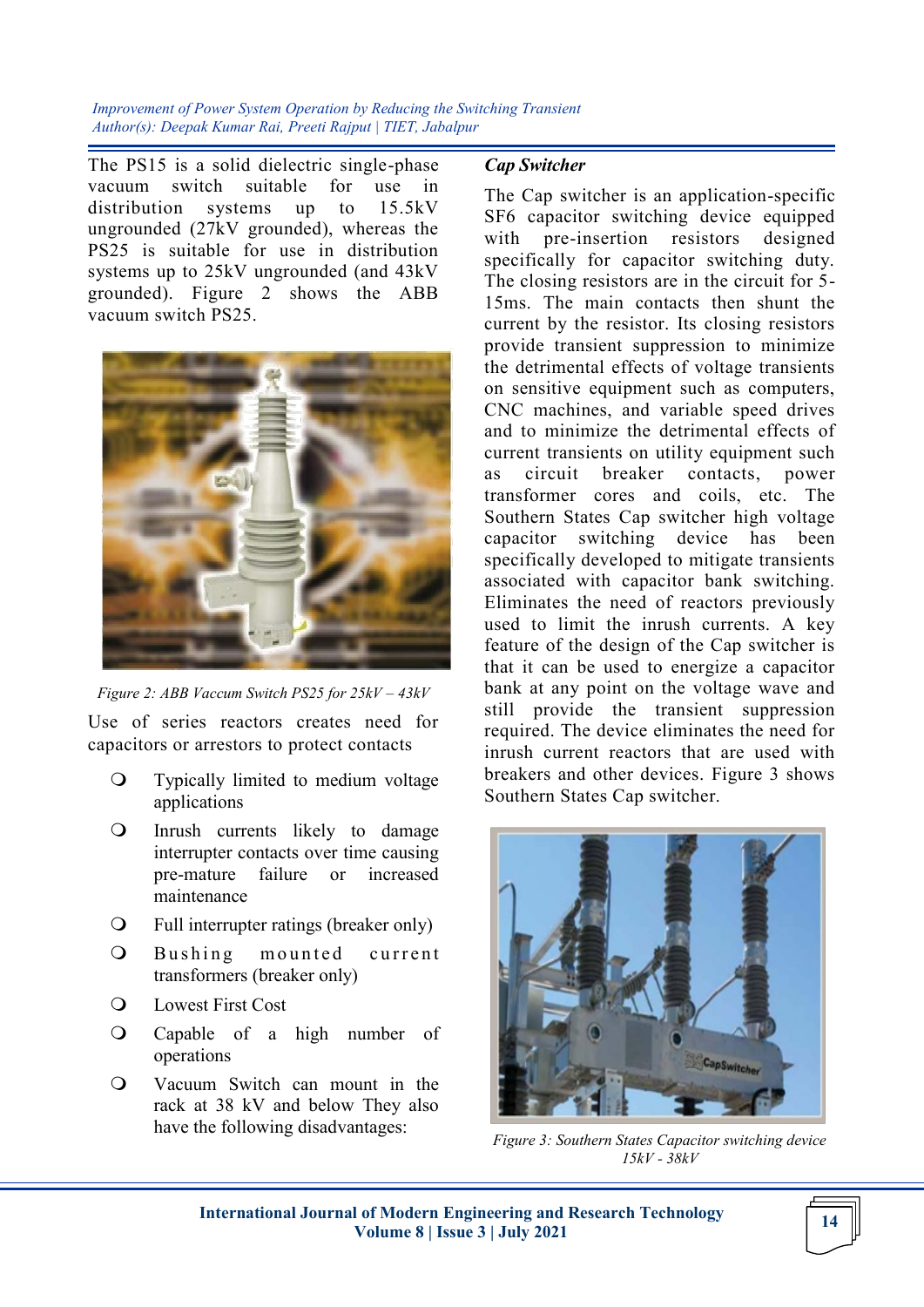The PS15 is a solid dielectric single-phase vacuum switch suitable for use in distribution systems up to 15.5kV ungrounded (27kV grounded), whereas the PS25 is suitable for use in distribution systems up to 25kV ungrounded (and 43kV grounded). Figure 2 shows the ABB vacuum switch PS25.

*Figure 2: ABB Vaccum Switch PS25 for 25kV – 43kV*

Use of series reactors creates need for capacitors or arrestors to protect contacts

- Typically limited to medium voltage applications
- Inrush currents likely to damage interrupter contacts over time causing pre-mature failure or increased maintenance
- Full interrupter ratings (breaker only)
- Bushing mounted current transformers (breaker only)
- Lowest First Cost
- Capable of a high number of operations
- Vacuum Switch can mount in the rack at 38 kV and below They also have the following disadvantages:

***Cap Switcher***

The Cap switcher is an application-specific SF6 capacitor switching device equipped with pre-insertion resistors designed specifically for capacitor switching duty. The closing resistors are in the circuit for 5-15ms. The main contacts then shunt the current by the resistor. Its closing resistors provide transient suppression to minimize the detrimental effects of voltage transients on sensitive equipment such as computers, CNC machines, and variable speed drives and to minimize the detrimental effects of current transients on utility equipment such as circuit breaker contacts, power transformer cores and coils, etc. The Southern States Cap switcher high voltage capacitor switching device has been specifically developed to mitigate transients associated with capacitor bank switching. Eliminates the need of reactors previously used to limit the inrush currents. A key feature of the design of the Cap switcher is that it can be used to energize a capacitor bank at any point on the voltage wave and still provide the transient suppression required. The device eliminates the need for inrush current reactors that are used with breakers and other devices. Figure 3 shows Southern States Cap switcher.

*Figure 3: Southern States Capacitor switching device 15kV - 38kV*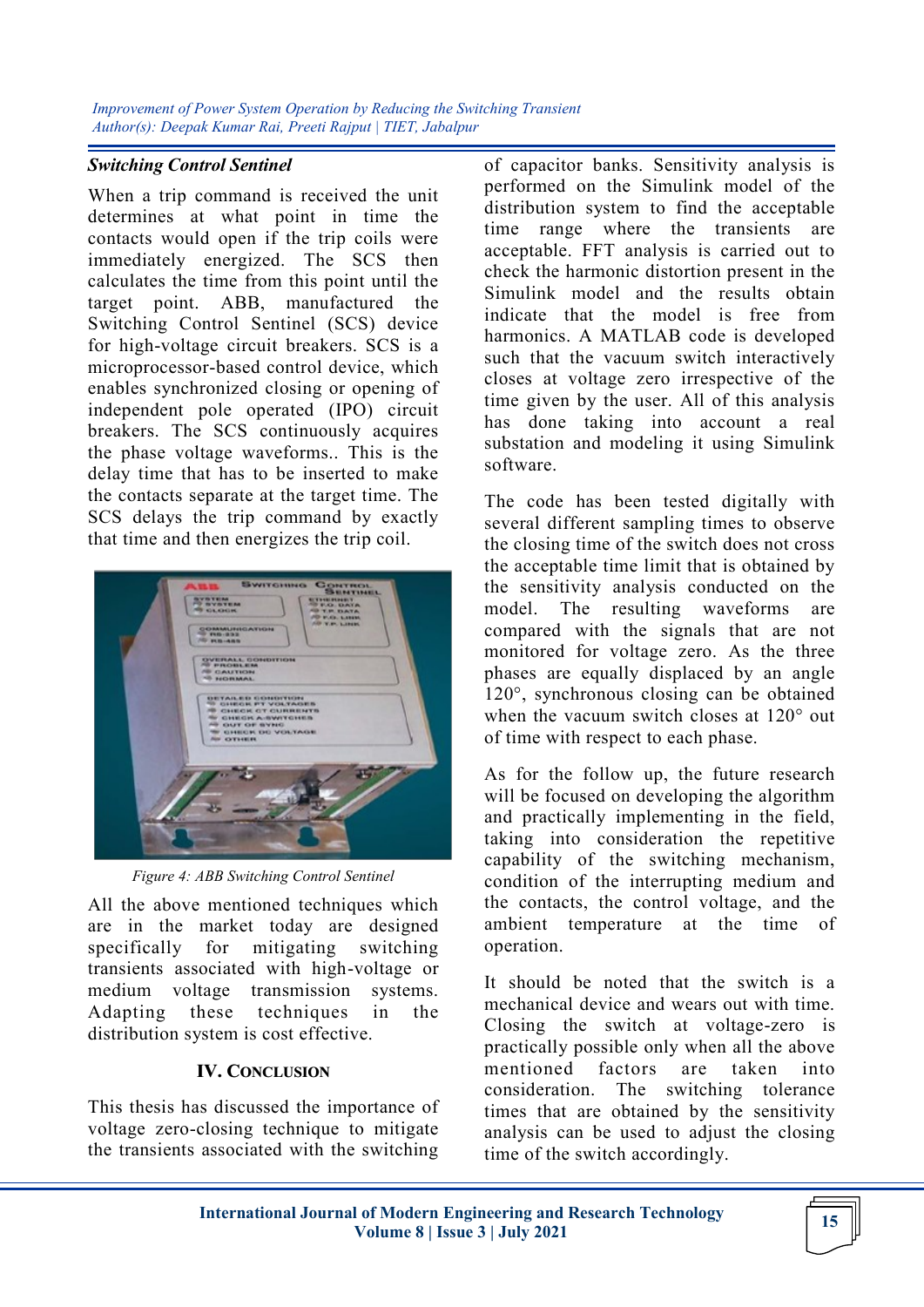### *Switching Control Sentinel*

When a trip command is received the unit determines at what point in time the contacts would open if the trip coils were immediately energized. The SCS then calculates the time from this point until the target point. ABB, manufactured the Switching Control Sentinel (SCS) device for high-voltage circuit breakers. SCS is a microprocessor-based control device, which enables synchronized closing or opening of independent pole operated (IPO) circuit breakers. The SCS continuously acquires the phase voltage waveforms.. This is the delay time that has to be inserted to make the contacts separate at the target time. The SCS delays the trip command by exactly that time and then energizes the trip coil.

*Figure 4: ABB Switching Control Sentinel*

All the above mentioned techniques which are in the market today are designed specifically for mitigating switching transients associated with high-voltage or medium voltage transmission systems. Adapting these techniques in the distribution system is cost effective.

## IV. Conclusion

This thesis has discussed the importance of voltage zero-closing technique to mitigate the transients associated with the switching of capacitor banks. Sensitivity analysis is performed on the Simulink model of the distribution system to find the acceptable time range where the transients are acceptable. FFT analysis is carried out to check the harmonic distortion present in the Simulink model and the results obtain indicate that the model is free from harmonics. A MATLAB code is developed such that the vacuum switch interactively closes at voltage zero irrespective of the time given by the user. All of this analysis has done taking into account a real substation and modeling it using Simulink software.

The code has been tested digitally with several different sampling times to observe the closing time of the switch does not cross the acceptable time limit that is obtained by the sensitivity analysis conducted on the model. The resulting waveforms are compared with the signals that are not monitored for voltage zero. As the three phases are equally displaced by an angle 120°, synchronous closing can be obtained when the vacuum switch closes at 120° out of time with respect to each phase.

As for the follow up, the future research will be focused on developing the algorithm and practically implementing in the field, taking into consideration the repetitive capability of the switching mechanism, condition of the interrupting medium and the contacts, the control voltage, and the ambient temperature at the time of operation.

It should be noted that the switch is a mechanical device and wears out with time. Closing the switch at voltage-zero is practically possible only when all the above mentioned factors are taken into consideration. The switching tolerance times that are obtained by the sensitivity analysis can be used to adjust the closing time of the switch accordingly.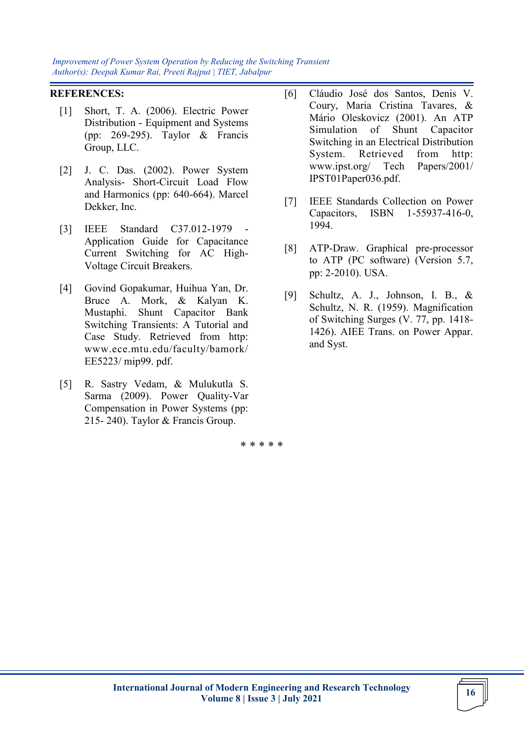**REFERENCES:**

[1] Short, T. A. (2006). Electric Power Distribution - Equipment and Systems (pp: 269-295). Taylor & Francis Group, LLC.

[2] J. C. Das. (2002). Power System Analysis- Short-Circuit Load Flow and Harmonics (pp: 640-664). Marcel Dekker, Inc.

[3] IEEE Standard C37.012-1979 - Application Guide for Capacitance Current Switching for AC High-Voltage Circuit Breakers.

[4] Govind Gopakumar, Huihua Yan, Dr. Bruce A. Mork, & Kalyan K. Mustaphi. Shunt Capacitor Bank Switching Transients: A Tutorial and Case Study. Retrieved from http: www.ece.mtu.edu/faculty/bamork/ EE5223/ mip99. pdf.

[5] R. Sastry Vedam, & Mulukutla S. Sarma (2009). Power Quality-Var Compensation in Power Systems (pp: 215- 240). Taylor & Francis Group.

[6] Cláudio José dos Santos, Denis V. Coury, Maria Cristina Tavares, & Mário Oleskovicz (2001). An ATP Simulation of Shunt Capacitor Switching in an Electrical Distribution System. Retrieved from http: www.ipst.org/ Tech Papers/2001/ IPST01Paper036.pdf.

[7] IEEE Standards Collection on Power Capacitors, ISBN 1-55937-416-0, 1994.

[8] ATP-Draw. Graphical pre-processor to ATP (PC software) (Version 5.7, pp: 2-2010). USA.

[9] Schultz, A. J., Johnson, I. B., & Schultz, N. R. (1959). Magnification of Switching Surges (V. 77, pp. 1418-1426). AIEE Trans. on Power Appar. and Syst.

\* \* \* \* \*